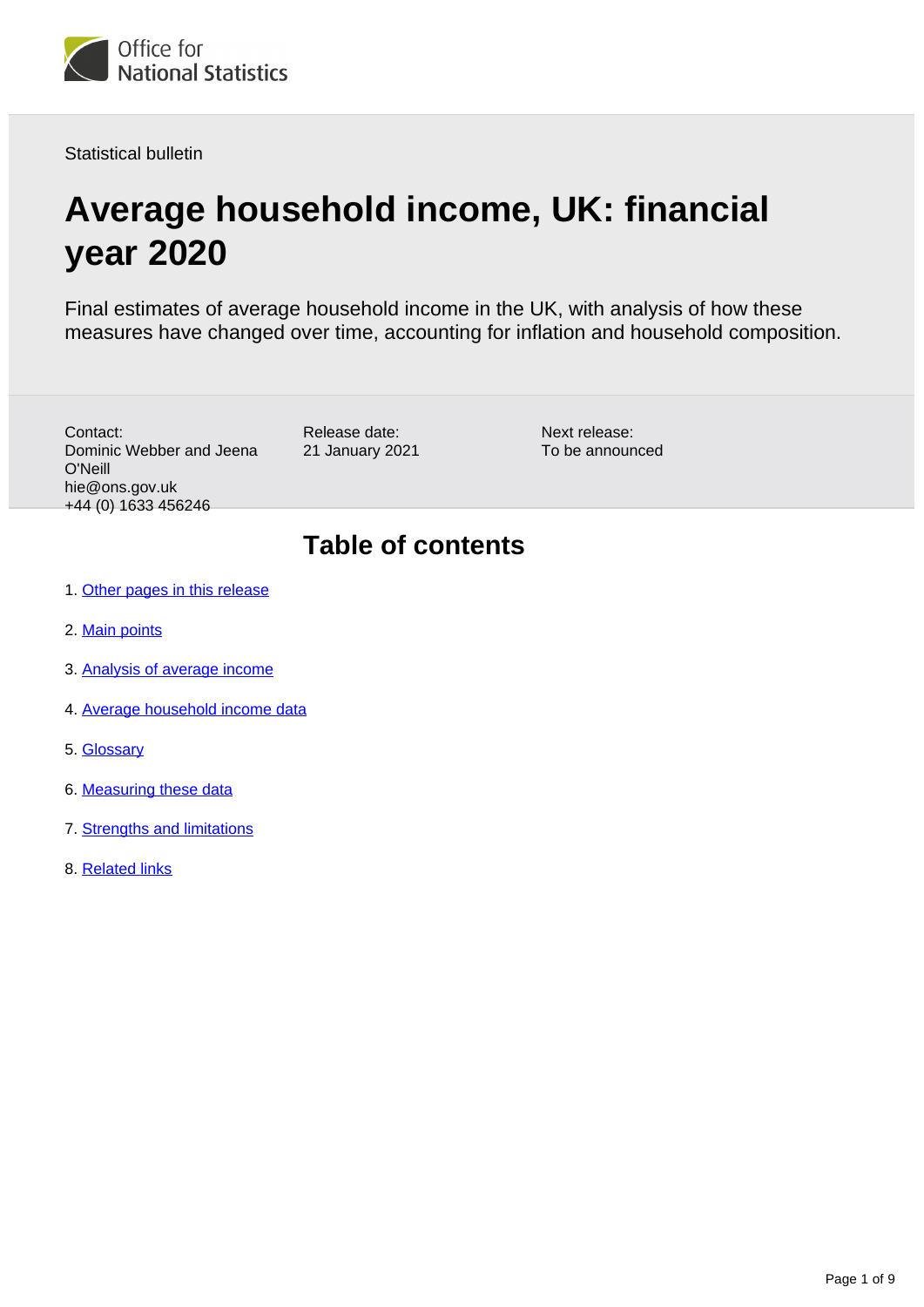Office for National Statistics

Statistical bulletin

# Average household income, UK: financial year 2020

Final estimates of average household income in the UK, with analysis of how these measures have changed over time, accounting for inflation and household composition.

Contact:
Dominic Webber and Jeena O'Neill
hie@ons.gov.uk
+44 (0) 1633 456246

Release date:
21 January 2021

Next release:
To be announced

## Table of contents

1. Other pages in this release
2. Main points
3. Analysis of average income
4. Average household income data
5. Glossary
6. Measuring these data
7. Strengths and limitations
8. Related links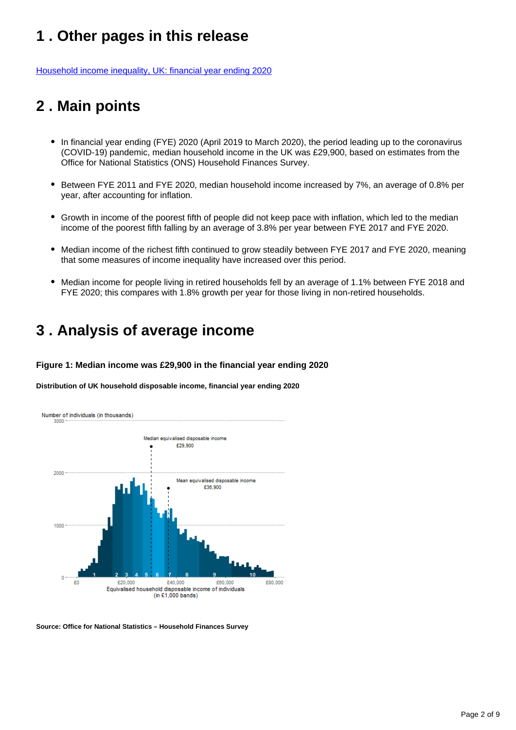## 1 . Other pages in this release

[Household income inequality, UK: financial year ending 2020]

## 2 . Main points

- In financial year ending (FYE) 2020 (April 2019 to March 2020), the period leading up to the coronavirus (COVID-19) pandemic, median household income in the UK was £29,900, based on estimates from the Office for National Statistics (ONS) Household Finances Survey.
- Between FYE 2011 and FYE 2020, median household income increased by 7%, an average of 0.8% per year, after accounting for inflation.
- Growth in income of the poorest fifth of people did not keep pace with inflation, which led to the median income of the poorest fifth falling by an average of 3.8% per year between FYE 2017 and FYE 2020.
- Median income of the richest fifth continued to grow steadily between FYE 2017 and FYE 2020, meaning that some measures of income inequality have increased over this period.
- Median income for people living in retired households fell by an average of 1.1% between FYE 2018 and FYE 2020; this compares with 1.8% growth per year for those living in non-retired households.

## 3 . Analysis of average income

**Figure 1: Median income was £29,900 in the financial year ending 2020**

**Distribution of UK household disposable income, financial year ending 2020**

Number of individuals (in thousands)

Median equivalised disposable income £29,900

Mean equivalised disposable income £36,900

Equivalised household disposable income of individuals (in £1,000 bands)

**Source: Office for National Statistics – Household Finances Survey**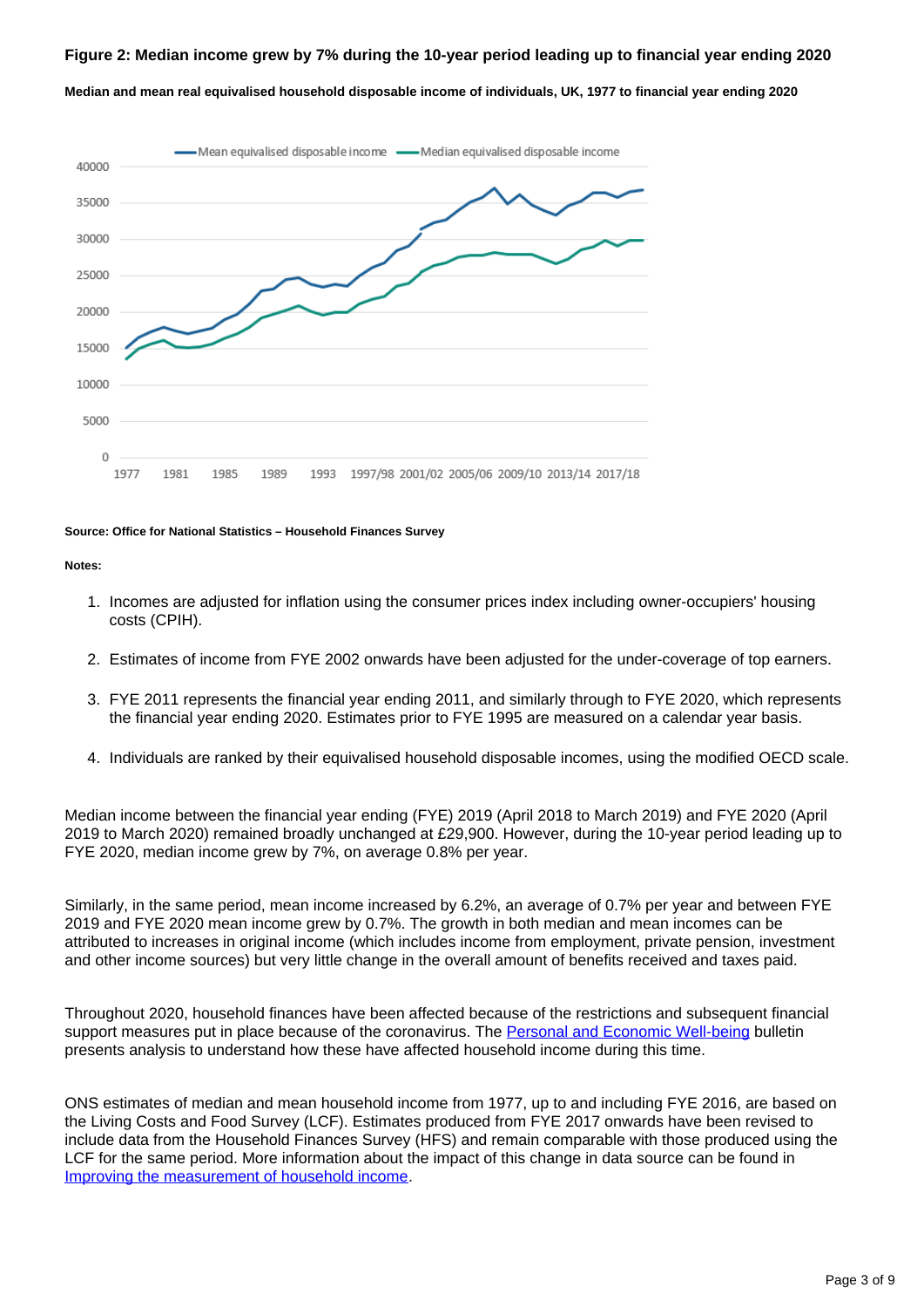**Figure 2: Median income grew by 7% during the 10-year period leading up to financial year ending 2020**

**Median and mean real equivalised household disposable income of individuals, UK, 1977 to financial year ending 2020**

**Source: Office for National Statistics – Household Finances Survey**

**Notes:**

1. Incomes are adjusted for inflation using the consumer prices index including owner-occupiers' housing costs (CPIH).
2. Estimates of income from FYE 2002 onwards have been adjusted for the under-coverage of top earners.
3. FYE 2011 represents the financial year ending 2011, and similarly through to FYE 2020, which represents the financial year ending 2020. Estimates prior to FYE 1995 are measured on a calendar year basis.
4. Individuals are ranked by their equivalised household disposable incomes, using the modified OECD scale.

Median income between the financial year ending (FYE) 2019 (April 2018 to March 2019) and FYE 2020 (April 2019 to March 2020) remained broadly unchanged at £29,900. However, during the 10-year period leading up to FYE 2020, median income grew by 7%, on average 0.8% per year.

Similarly, in the same period, mean income increased by 6.2%, an average of 0.7% per year and between FYE 2019 and FYE 2020 mean income grew by 0.7%. The growth in both median and mean incomes can be attributed to increases in original income (which includes income from employment, private pension, investment and other income sources) but very little change in the overall amount of benefits received and taxes paid.

Throughout 2020, household finances have been affected because of the restrictions and subsequent financial support measures put in place because of the coronavirus. The Personal and Economic Well-being bulletin presents analysis to understand how these have affected household income during this time.

ONS estimates of median and mean household income from 1977, up to and including FYE 2016, are based on the Living Costs and Food Survey (LCF). Estimates produced from FYE 2017 onwards have been revised to include data from the Household Finances Survey (HFS) and remain comparable with those produced using the LCF for the same period. More information about the impact of this change in data source can be found in Improving the measurement of household income.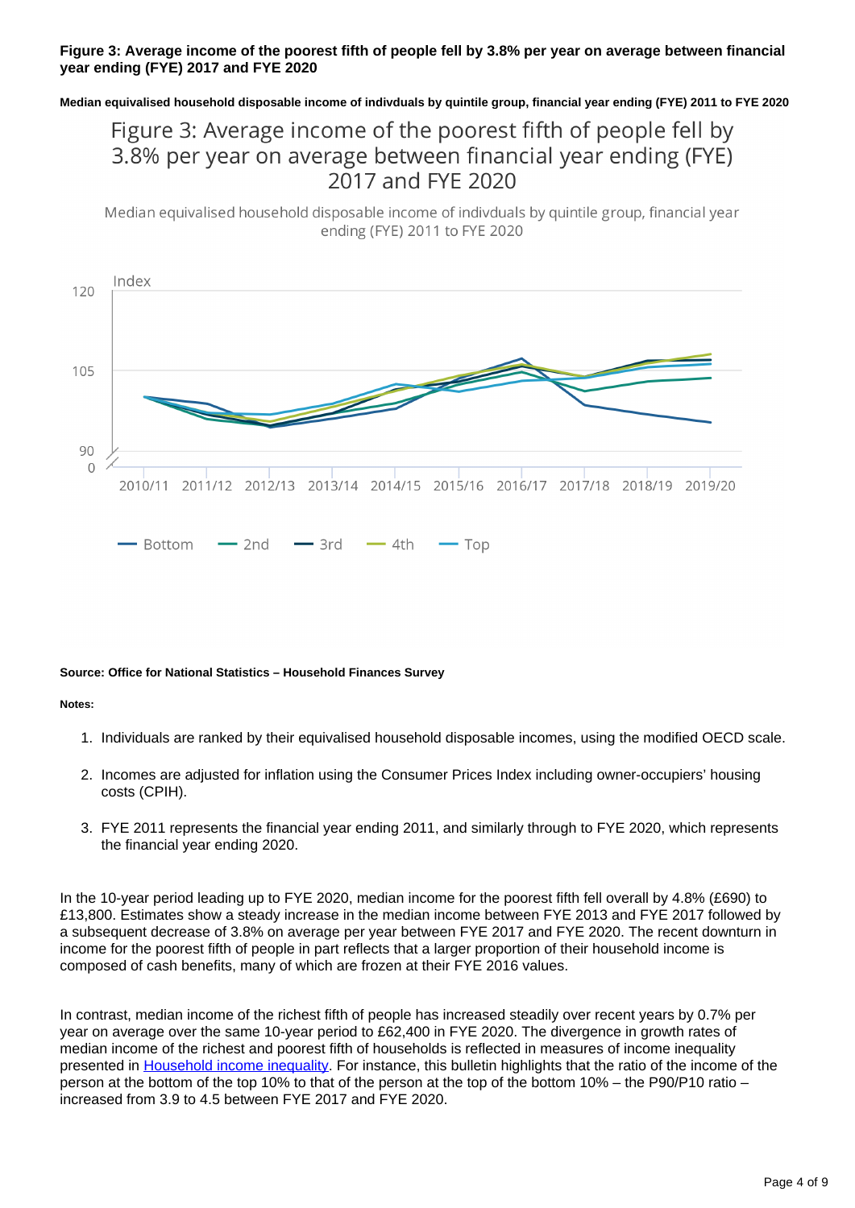**Figure 3: Average income of the poorest fifth of people fell by 3.8% per year on average between financial year ending (FYE) 2017 and FYE 2020**

**Median equivalised household disposable income of indivduals by quintile group, financial year ending (FYE) 2011 to FYE 2020**

Figure 3: Average income of the poorest fifth of people fell by 3.8% per year on average between financial year ending (FYE) 2017 and FYE 2020

Median equivalised household disposable income of indivduals by quintile group, financial year ending (FYE) 2011 to FYE 2020

Index

120

105

90

0

2010/11 2011/12 2012/13 2013/14 2014/15 2015/16 2016/17 2017/18 2018/19 2019/20

Bottom 2nd 3rd 4th Top

**Source: Office for National Statistics – Household Finances Survey**

**Notes:**

1. Individuals are ranked by their equivalised household disposable incomes, using the modified OECD scale.
2. Incomes are adjusted for inflation using the Consumer Prices Index including owner-occupiers' housing costs (CPIH).
3. FYE 2011 represents the financial year ending 2011, and similarly through to FYE 2020, which represents the financial year ending 2020.

In the 10-year period leading up to FYE 2020, median income for the poorest fifth fell overall by 4.8% (£690) to £13,800. Estimates show a steady increase in the median income between FYE 2013 and FYE 2017 followed by a subsequent decrease of 3.8% on average per year between FYE 2017 and FYE 2020. The recent downturn in income for the poorest fifth of people in part reflects that a larger proportion of their household income is composed of cash benefits, many of which are frozen at their FYE 2016 values.

In contrast, median income of the richest fifth of people has increased steadily over recent years by 0.7% per year on average over the same 10-year period to £62,400 in FYE 2020. The divergence in growth rates of median income of the richest and poorest fifth of households is reflected in measures of income inequality presented in Household income inequality. For instance, this bulletin highlights that the ratio of the income of the person at the bottom of the top 10% to that of the person at the top of the bottom 10% – the P90/P10 ratio – increased from 3.9 to 4.5 between FYE 2017 and FYE 2020.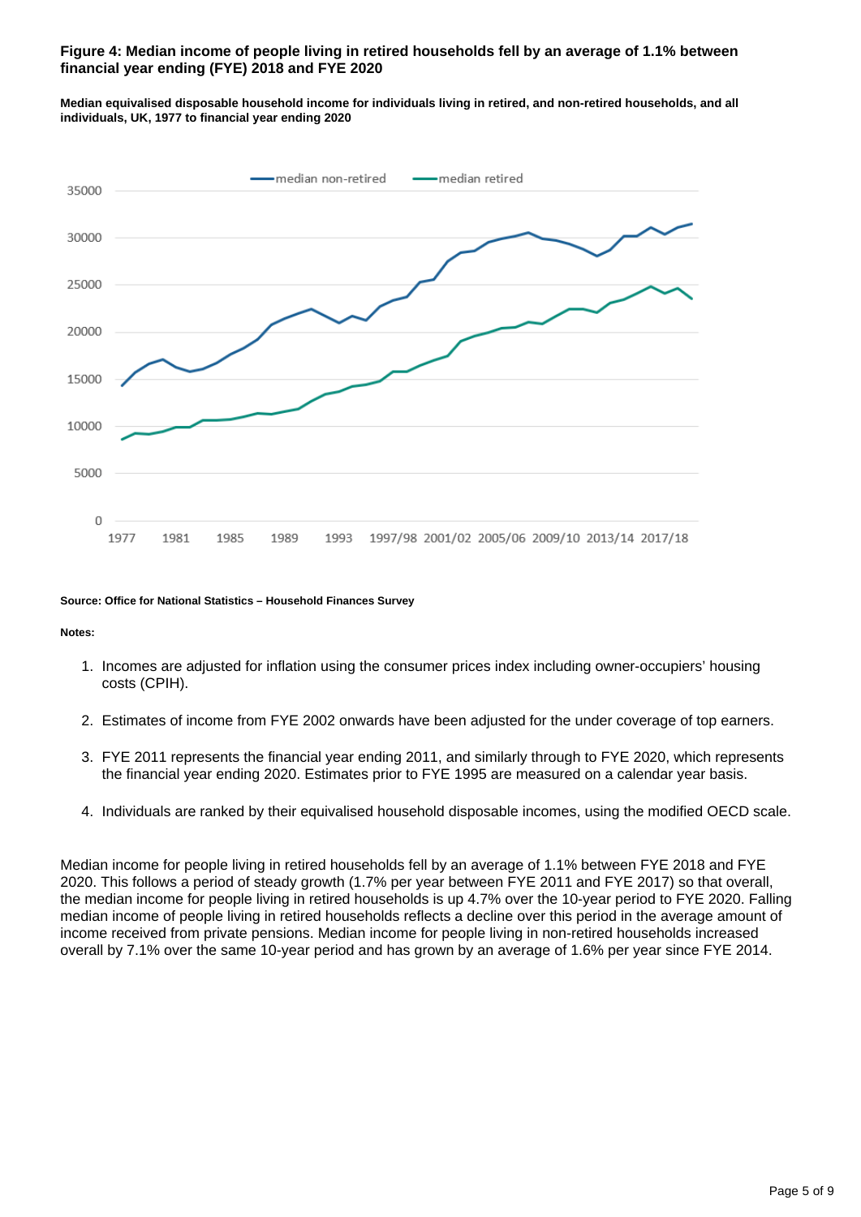### Figure 4: Median income of people living in retired households fell by an average of 1.1% between financial year ending (FYE) 2018 and FYE 2020

**Median equivalised disposable household income for individuals living in retired, and non-retired households, and all individuals, UK, 1977 to financial year ending 2020**

**Source: Office for National Statistics – Household Finances Survey**

**Notes:**

1. Incomes are adjusted for inflation using the consumer prices index including owner-occupiers' housing costs (CPIH).
2. Estimates of income from FYE 2002 onwards have been adjusted for the under coverage of top earners.
3. FYE 2011 represents the financial year ending 2011, and similarly through to FYE 2020, which represents the financial year ending 2020. Estimates prior to FYE 1995 are measured on a calendar year basis.
4. Individuals are ranked by their equivalised household disposable incomes, using the modified OECD scale.

Median income for people living in retired households fell by an average of 1.1% between FYE 2018 and FYE 2020. This follows a period of steady growth (1.7% per year between FYE 2011 and FYE 2017) so that overall, the median income for people living in retired households is up 4.7% over the 10-year period to FYE 2020. Falling median income of people living in retired households reflects a decline over this period in the average amount of income received from private pensions. Median income for people living in non-retired households increased overall by 7.1% over the same 10-year period and has grown by an average of 1.6% per year since FYE 2014.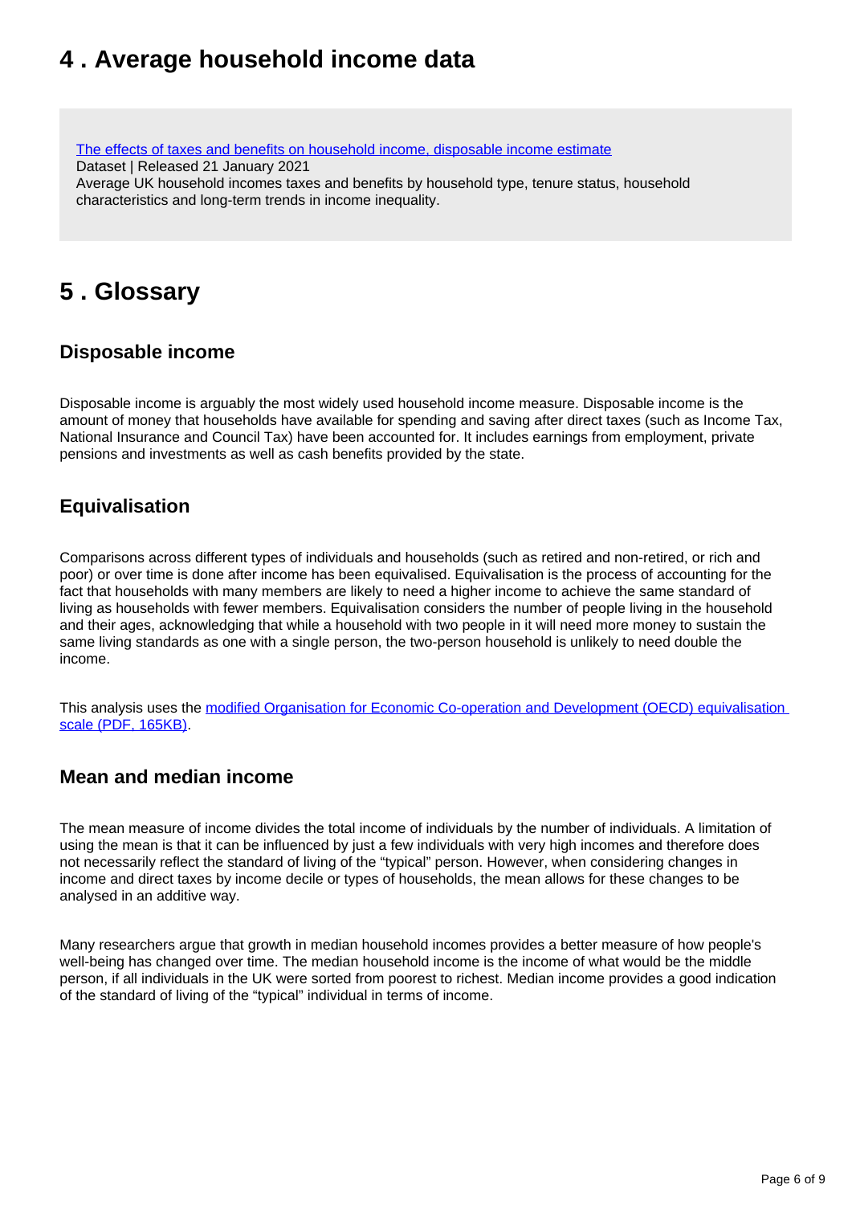## 4 . Average household income data

[The effects of taxes and benefits on household income, disposable income estimate]
Dataset | Released 21 January 2021
Average UK household incomes taxes and benefits by household type, tenure status, household characteristics and long-term trends in income inequality.

## 5 . Glossary

### Disposable income

Disposable income is arguably the most widely used household income measure. Disposable income is the amount of money that households have available for spending and saving after direct taxes (such as Income Tax, National Insurance and Council Tax) have been accounted for. It includes earnings from employment, private pensions and investments as well as cash benefits provided by the state.

### Equivalisation

Comparisons across different types of individuals and households (such as retired and non-retired, or rich and poor) or over time is done after income has been equivalised. Equivalisation is the process of accounting for the fact that households with many members are likely to need a higher income to achieve the same standard of living as households with fewer members. Equivalisation considers the number of people living in the household and their ages, acknowledging that while a household with two people in it will need more money to sustain the same living standards as one with a single person, the two-person household is unlikely to need double the income.

This analysis uses the [modified Organisation for Economic Co-operation and Development (OECD) equivalisation scale (PDF, 165KB)].

### Mean and median income

The mean measure of income divides the total income of individuals by the number of individuals. A limitation of using the mean is that it can be influenced by just a few individuals with very high incomes and therefore does not necessarily reflect the standard of living of the "typical" person. However, when considering changes in income and direct taxes by income decile or types of households, the mean allows for these changes to be analysed in an additive way.

Many researchers argue that growth in median household incomes provides a better measure of how people's well-being has changed over time. The median household income is the income of what would be the middle person, if all individuals in the UK were sorted from poorest to richest. Median income provides a good indication of the standard of living of the "typical" individual in terms of income.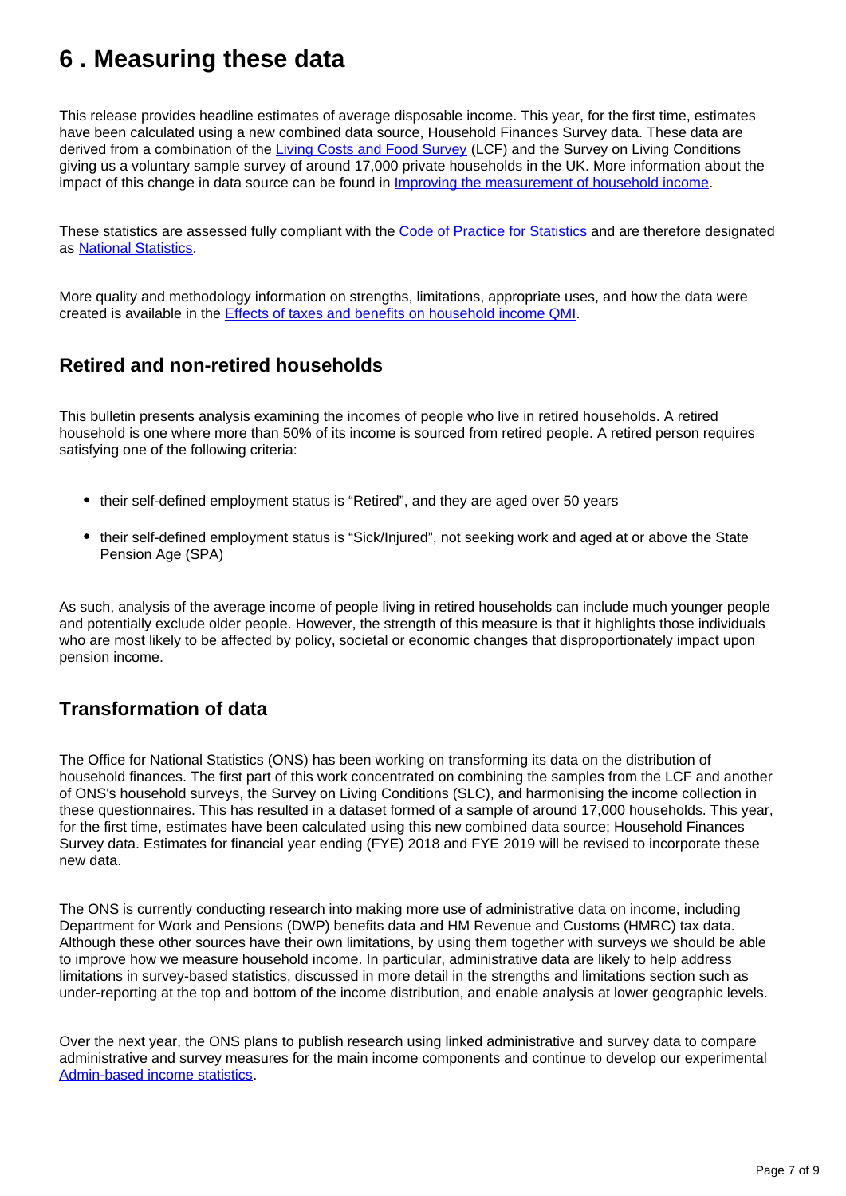# 6 . Measuring these data

This release provides headline estimates of average disposable income. This year, for the first time, estimates have been calculated using a new combined data source, Household Finances Survey data. These data are derived from a combination of the [Living Costs and Food Survey](#) (LCF) and the Survey on Living Conditions giving us a voluntary sample survey of around 17,000 private households in the UK. More information about the impact of this change in data source can be found in [Improving the measurement of household income](#).

These statistics are assessed fully compliant with the [Code of Practice for Statistics](#) and are therefore designated as [National Statistics](#).

More quality and methodology information on strengths, limitations, appropriate uses, and how the data were created is available in the [Effects of taxes and benefits on household income QMI](#).

## Retired and non-retired households

This bulletin presents analysis examining the incomes of people who live in retired households. A retired household is one where more than 50% of its income is sourced from retired people. A retired person requires satisfying one of the following criteria:

- their self-defined employment status is "Retired", and they are aged over 50 years
- their self-defined employment status is "Sick/Injured", not seeking work and aged at or above the State Pension Age (SPA)

As such, analysis of the average income of people living in retired households can include much younger people and potentially exclude older people. However, the strength of this measure is that it highlights those individuals who are most likely to be affected by policy, societal or economic changes that disproportionately impact upon pension income.

## Transformation of data

The Office for National Statistics (ONS) has been working on transforming its data on the distribution of household finances. The first part of this work concentrated on combining the samples from the LCF and another of ONS's household surveys, the Survey on Living Conditions (SLC), and harmonising the income collection in these questionnaires. This has resulted in a dataset formed of a sample of around 17,000 households. This year, for the first time, estimates have been calculated using this new combined data source; Household Finances Survey data. Estimates for financial year ending (FYE) 2018 and FYE 2019 will be revised to incorporate these new data.

The ONS is currently conducting research into making more use of administrative data on income, including Department for Work and Pensions (DWP) benefits data and HM Revenue and Customs (HMRC) tax data. Although these other sources have their own limitations, by using them together with surveys we should be able to improve how we measure household income. In particular, administrative data are likely to help address limitations in survey-based statistics, discussed in more detail in the strengths and limitations section such as under-reporting at the top and bottom of the income distribution, and enable analysis at lower geographic levels.

Over the next year, the ONS plans to publish research using linked administrative and survey data to compare administrative and survey measures for the main income components and continue to develop our experimental [Admin-based income statistics](#).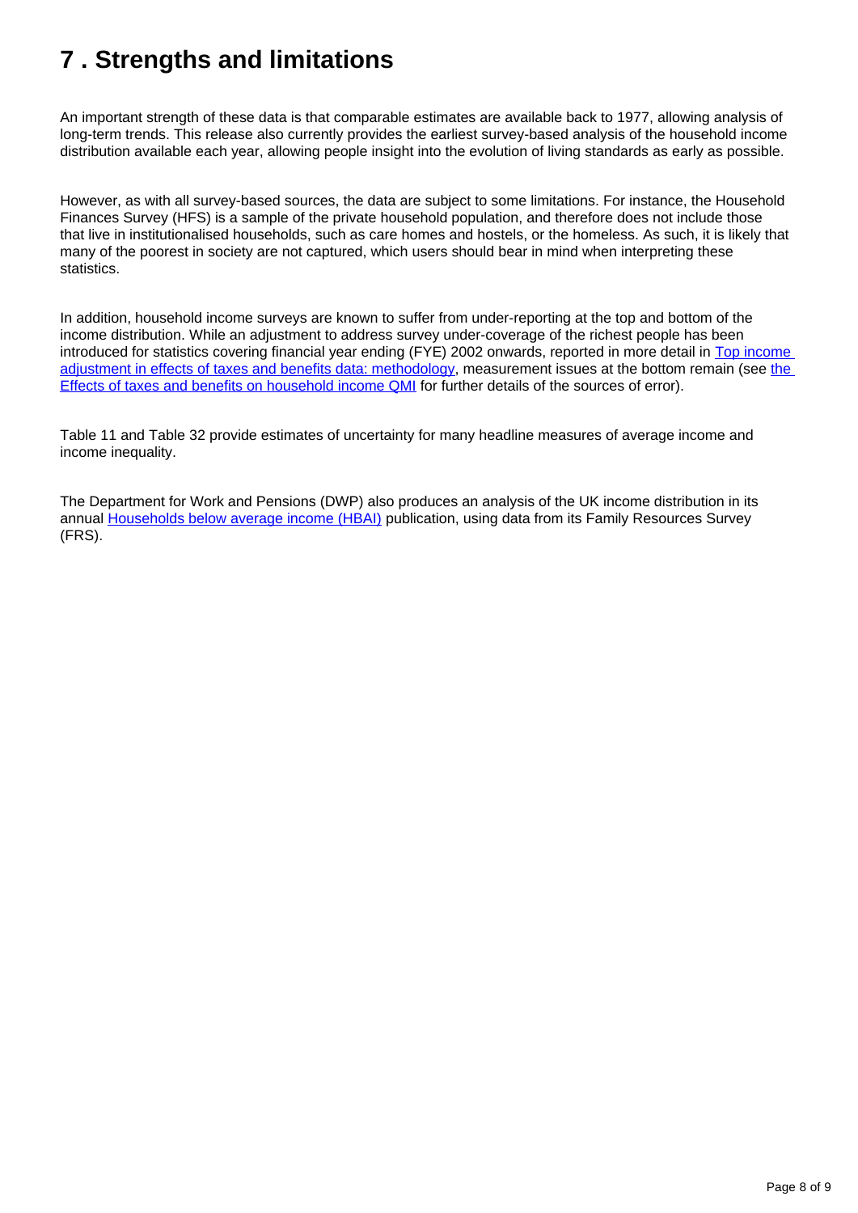# 7 . Strengths and limitations

An important strength of these data is that comparable estimates are available back to 1977, allowing analysis of long-term trends. This release also currently provides the earliest survey-based analysis of the household income distribution available each year, allowing people insight into the evolution of living standards as early as possible.

However, as with all survey-based sources, the data are subject to some limitations. For instance, the Household Finances Survey (HFS) is a sample of the private household population, and therefore does not include those that live in institutionalised households, such as care homes and hostels, or the homeless. As such, it is likely that many of the poorest in society are not captured, which users should bear in mind when interpreting these statistics.

In addition, household income surveys are known to suffer from under-reporting at the top and bottom of the income distribution. While an adjustment to address survey under-coverage of the richest people has been introduced for statistics covering financial year ending (FYE) 2002 onwards, reported in more detail in [Top income adjustment in effects of taxes and benefits data: methodology](), measurement issues at the bottom remain (see [the Effects of taxes and benefits on household income QMI]() for further details of the sources of error).

Table 11 and Table 32 provide estimates of uncertainty for many headline measures of average income and income inequality.

The Department for Work and Pensions (DWP) also produces an analysis of the UK income distribution in its annual [Households below average income (HBAI)]() publication, using data from its Family Resources Survey (FRS).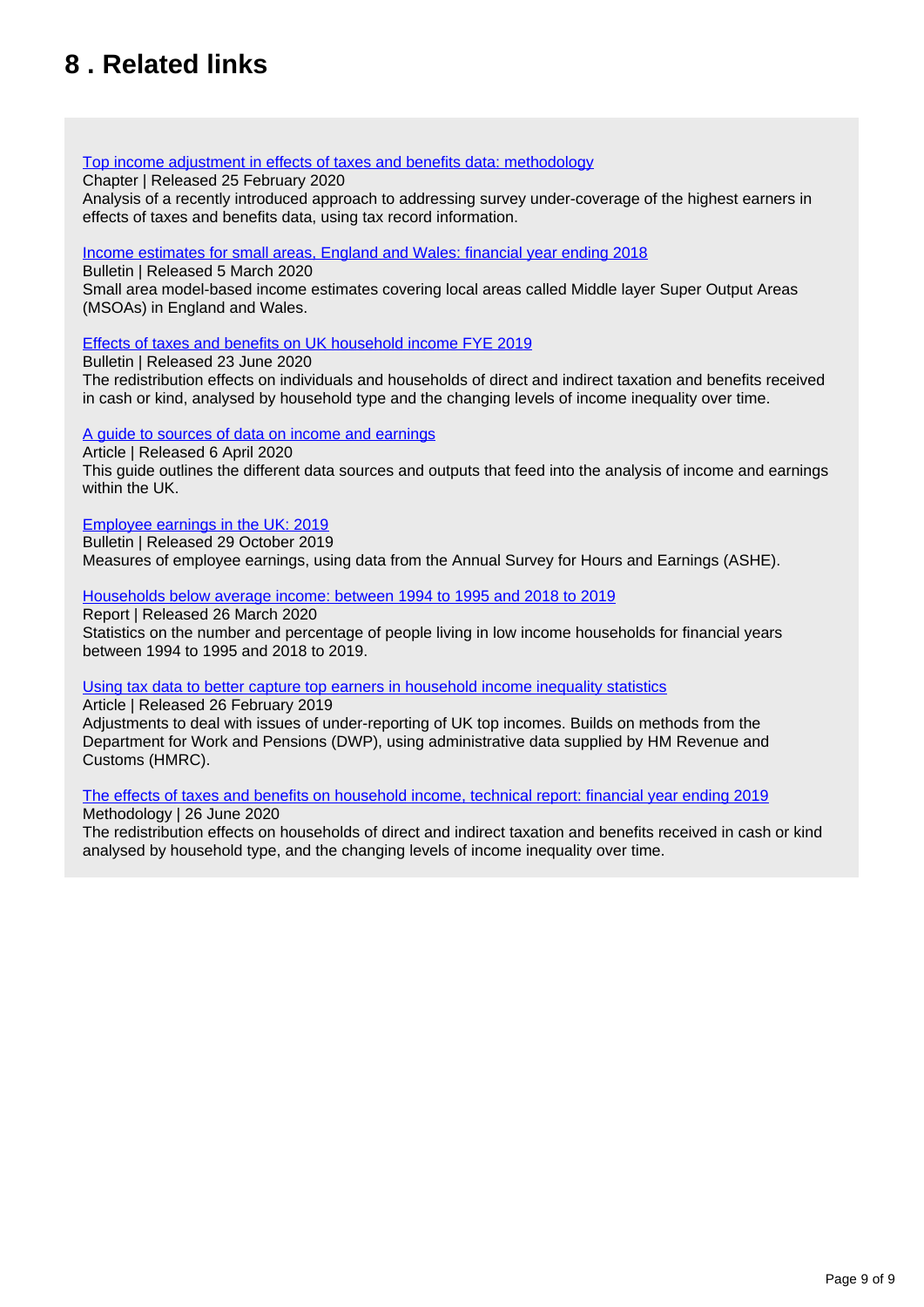## 8 . Related links

[Top income adjustment in effects of taxes and benefits data: methodology]
Chapter | Released 25 February 2020
Analysis of a recently introduced approach to addressing survey under-coverage of the highest earners in effects of taxes and benefits data, using tax record information.

[Income estimates for small areas, England and Wales: financial year ending 2018]
Bulletin | Released 5 March 2020
Small area model-based income estimates covering local areas called Middle layer Super Output Areas (MSOAs) in England and Wales.

[Effects of taxes and benefits on UK household income FYE 2019]
Bulletin | Released 23 June 2020
The redistribution effects on individuals and households of direct and indirect taxation and benefits received in cash or kind, analysed by household type and the changing levels of income inequality over time.

[A guide to sources of data on income and earnings]
Article | Released 6 April 2020
This guide outlines the different data sources and outputs that feed into the analysis of income and earnings within the UK.

[Employee earnings in the UK: 2019]
Bulletin | Released 29 October 2019
Measures of employee earnings, using data from the Annual Survey for Hours and Earnings (ASHE).

[Households below average income: between 1994 to 1995 and 2018 to 2019]
Report | Released 26 March 2020
Statistics on the number and percentage of people living in low income households for financial years between 1994 to 1995 and 2018 to 2019.

[Using tax data to better capture top earners in household income inequality statistics]
Article | Released 26 February 2019
Adjustments to deal with issues of under-reporting of UK top incomes. Builds on methods from the Department for Work and Pensions (DWP), using administrative data supplied by HM Revenue and Customs (HMRC).

[The effects of taxes and benefits on household income, technical report: financial year ending 2019]
Methodology | 26 June 2020
The redistribution effects on households of direct and indirect taxation and benefits received in cash or kind analysed by household type, and the changing levels of income inequality over time.